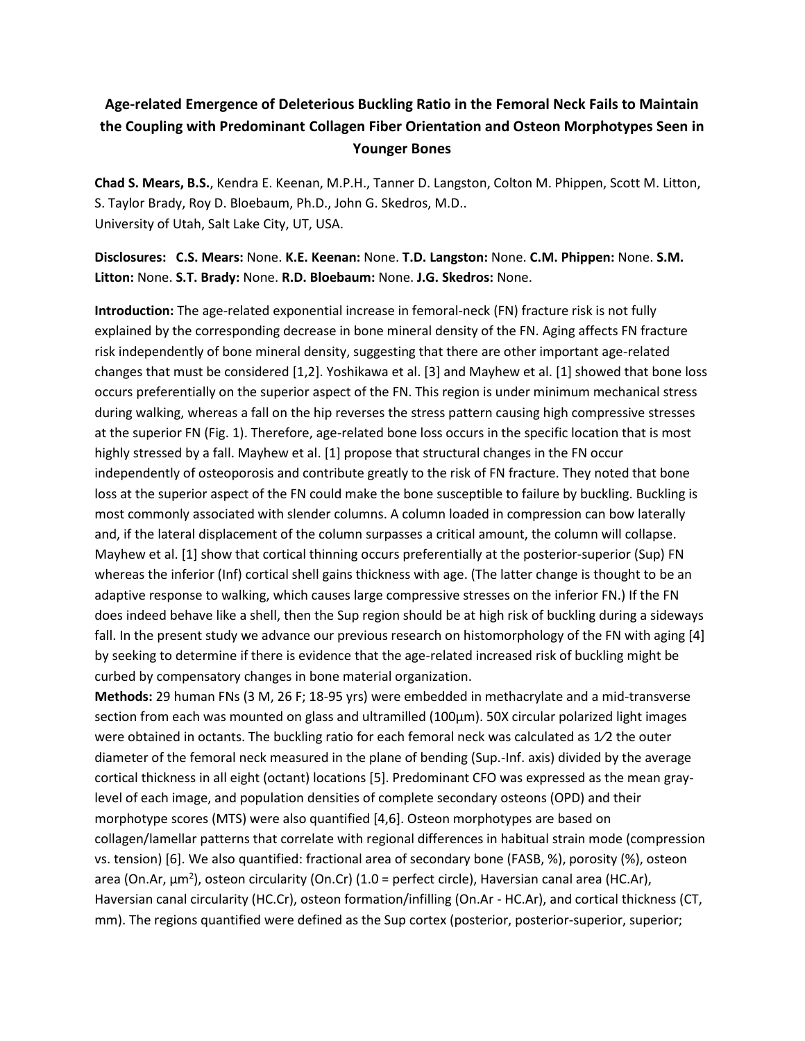# Age-related Emergence of Deleterious Buckling Ratio in the Femoral Neck Fails to Maintain the Coupling with Predominant Collagen Fiber Orientation and Osteon Morphotypes Seen in Younger Bones

**Chad S. Mears, B.S.**, Kendra E. Keenan, M.P.H., Tanner D. Langston, Colton M. Phippen, Scott M. Litton, S. Taylor Brady, Roy D. Bloebaum, Ph.D., John G. Skedros, M.D..
University of Utah, Salt Lake City, UT, USA.

**Disclosures: C.S. Mears:** None. **K.E. Keenan:** None. **T.D. Langston:** None. **C.M. Phippen:** None. **S.M. Litton:** None. **S.T. Brady:** None. **R.D. Bloebaum:** None. **J.G. Skedros:** None.

**Introduction:** The age-related exponential increase in femoral-neck (FN) fracture risk is not fully explained by the corresponding decrease in bone mineral density of the FN. Aging affects FN fracture risk independently of bone mineral density, suggesting that there are other important age-related changes that must be considered [1,2]. Yoshikawa et al. [3] and Mayhew et al. [1] showed that bone loss occurs preferentially on the superior aspect of the FN. This region is under minimum mechanical stress during walking, whereas a fall on the hip reverses the stress pattern causing high compressive stresses at the superior FN (Fig. 1). Therefore, age-related bone loss occurs in the specific location that is most highly stressed by a fall. Mayhew et al. [1] propose that structural changes in the FN occur independently of osteoporosis and contribute greatly to the risk of FN fracture. They noted that bone loss at the superior aspect of the FN could make the bone susceptible to failure by buckling. Buckling is most commonly associated with slender columns. A column loaded in compression can bow laterally and, if the lateral displacement of the column surpasses a critical amount, the column will collapse. Mayhew et al. [1] show that cortical thinning occurs preferentially at the posterior-superior (Sup) FN whereas the inferior (Inf) cortical shell gains thickness with age. (The latter change is thought to be an adaptive response to walking, which causes large compressive stresses on the inferior FN.) If the FN does indeed behave like a shell, then the Sup region should be at high risk of buckling during a sideways fall. In the present study we advance our previous research on histomorphology of the FN with aging [4] by seeking to determine if there is evidence that the age-related increased risk of buckling might be curbed by compensatory changes in bone material organization.

**Methods:** 29 human FNs (3 M, 26 F; 18-95 yrs) were embedded in methacrylate and a mid-transverse section from each was mounted on glass and ultramilled (100μm). 50X circular polarized light images were obtained in octants. The buckling ratio for each femoral neck was calculated as 1⁄2 the outer diameter of the femoral neck measured in the plane of bending (Sup.-Inf. axis) divided by the average cortical thickness in all eight (octant) locations [5]. Predominant CFO was expressed as the mean gray-level of each image, and population densities of complete secondary osteons (OPD) and their morphotype scores (MTS) were also quantified [4,6]. Osteon morphotypes are based on collagen/lamellar patterns that correlate with regional differences in habitual strain mode (compression vs. tension) [6]. We also quantified: fractional area of secondary bone (FASB, %), porosity (%), osteon area (On.Ar, μm$^2$), osteon circularity (On.Cr) (1.0 = perfect circle), Haversian canal area (HC.Ar), Haversian canal circularity (HC.Cr), osteon formation/infilling (On.Ar - HC.Ar), and cortical thickness (CT, mm). The regions quantified were defined as the Sup cortex (posterior, posterior-superior, superior;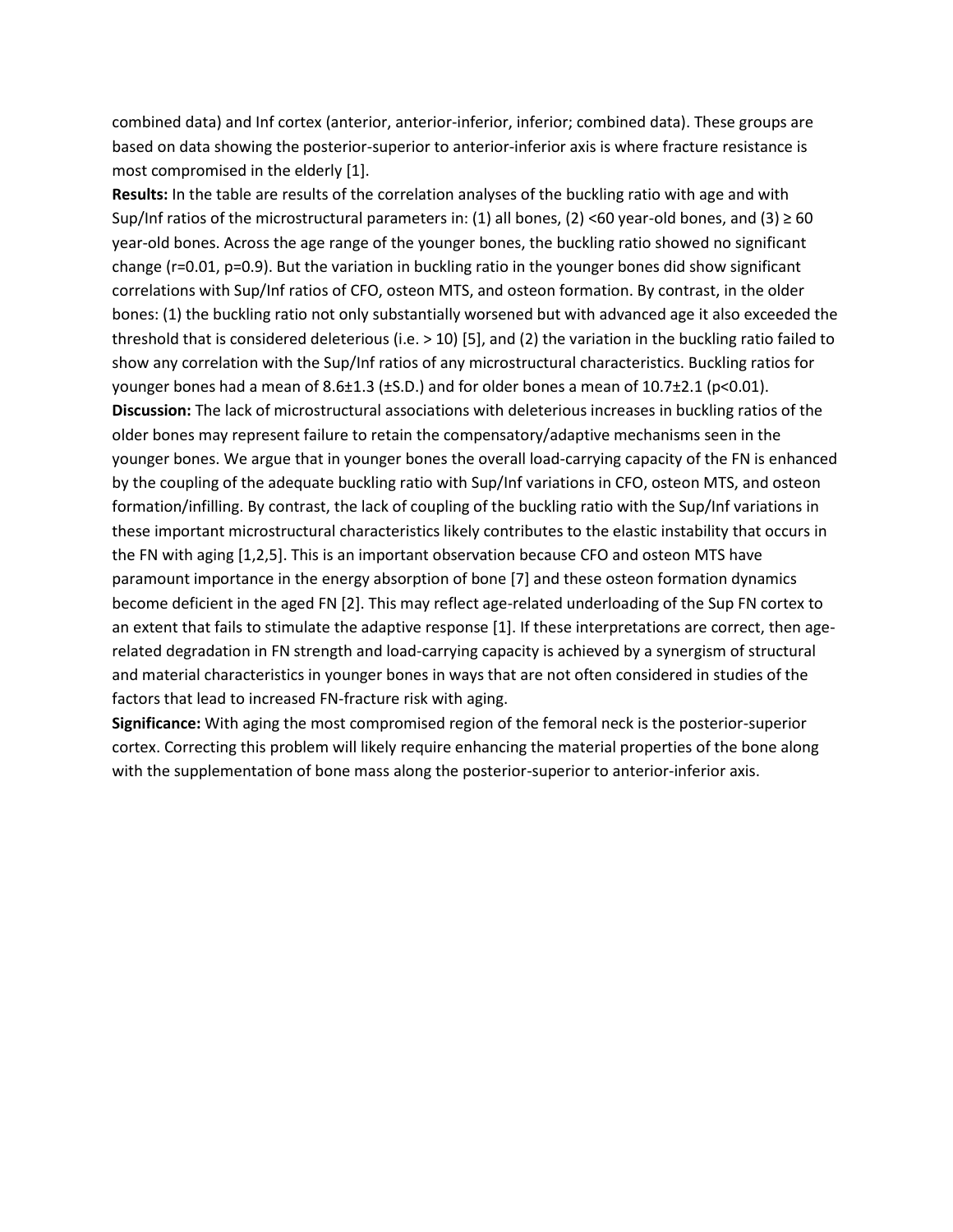combined data) and Inf cortex (anterior, anterior-inferior, inferior; combined data). These groups are based on data showing the posterior-superior to anterior-inferior axis is where fracture resistance is most compromised in the elderly [1].

**Results:** In the table are results of the correlation analyses of the buckling ratio with age and with Sup/Inf ratios of the microstructural parameters in: (1) all bones, (2) <60 year-old bones, and (3) ≥ 60 year-old bones. Across the age range of the younger bones, the buckling ratio showed no significant change ($r=0.01$, $p=0.9$). But the variation in buckling ratio in the younger bones did show significant correlations with Sup/Inf ratios of CFO, osteon MTS, and osteon formation. By contrast, in the older bones: (1) the buckling ratio not only substantially worsened but with advanced age it also exceeded the threshold that is considered deleterious (i.e. > 10) [5], and (2) the variation in the buckling ratio failed to show any correlation with the Sup/Inf ratios of any microstructural characteristics. Buckling ratios for younger bones had a mean of 8.6±1.3 (±S.D.) and for older bones a mean of 10.7±2.1 ($p<0.01$).

**Discussion:** The lack of microstructural associations with deleterious increases in buckling ratios of the older bones may represent failure to retain the compensatory/adaptive mechanisms seen in the younger bones. We argue that in younger bones the overall load-carrying capacity of the FN is enhanced by the coupling of the adequate buckling ratio with Sup/Inf variations in CFO, osteon MTS, and osteon formation/infilling. By contrast, the lack of coupling of the buckling ratio with the Sup/Inf variations in these important microstructural characteristics likely contributes to the elastic instability that occurs in the FN with aging [1,2,5]. This is an important observation because CFO and osteon MTS have paramount importance in the energy absorption of bone [7] and these osteon formation dynamics become deficient in the aged FN [2]. This may reflect age-related underloading of the Sup FN cortex to an extent that fails to stimulate the adaptive response [1]. If these interpretations are correct, then age-related degradation in FN strength and load-carrying capacity is achieved by a synergism of structural and material characteristics in younger bones in ways that are not often considered in studies of the factors that lead to increased FN-fracture risk with aging.

**Significance:** With aging the most compromised region of the femoral neck is the posterior-superior cortex. Correcting this problem will likely require enhancing the material properties of the bone along with the supplementation of bone mass along the posterior-superior to anterior-inferior axis.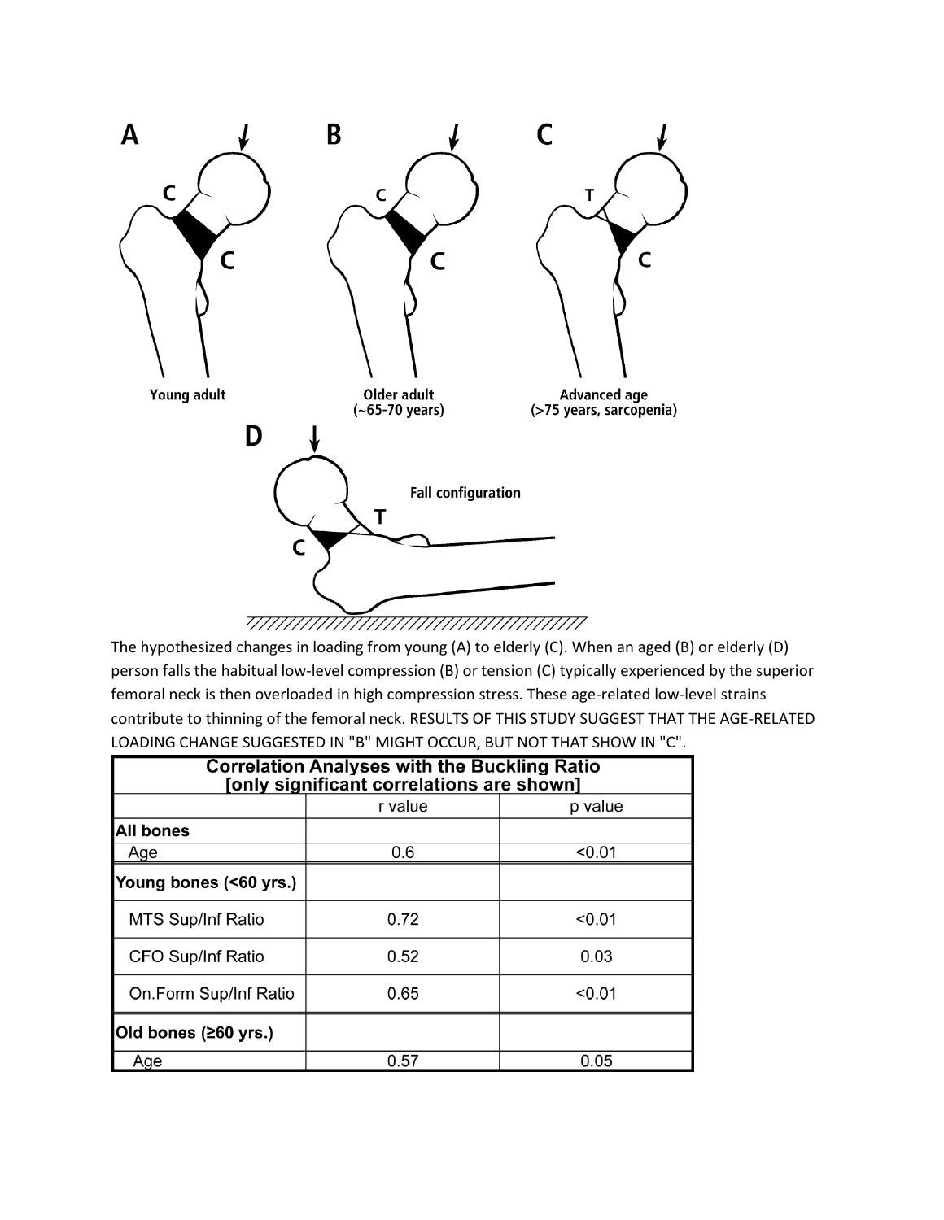The hypothesized changes in loading from young (A) to elderly (C). When an aged (B) or elderly (D) person falls the habitual low-level compression (B) or tension (C) typically experienced by the superior femoral neck is then overloaded in high compression stress. These age-related low-level strains contribute to thinning of the femoral neck. RESULTS OF THIS STUDY SUGGEST THAT THE AGE-RELATED LOADING CHANGE SUGGESTED IN "B" MIGHT OCCUR, BUT NOT THAT SHOW IN "C".

**Correlation Analyses with the Buckling Ratio [only significant correlations are shown]**

| | r value | p value |
|---|---|---|
| **All bones** | | |
| Age | 0.6 | <0.01 |
| **Young bones (<60 yrs.)** | | |
| MTS Sup/Inf Ratio | 0.72 | <0.01 |
| CFO Sup/Inf Ratio | 0.52 | 0.03 |
| On.Form Sup/Inf Ratio | 0.65 | <0.01 |
| **Old bones (≥60 yrs.)** | | |
| Age | 0.57 | 0.05 |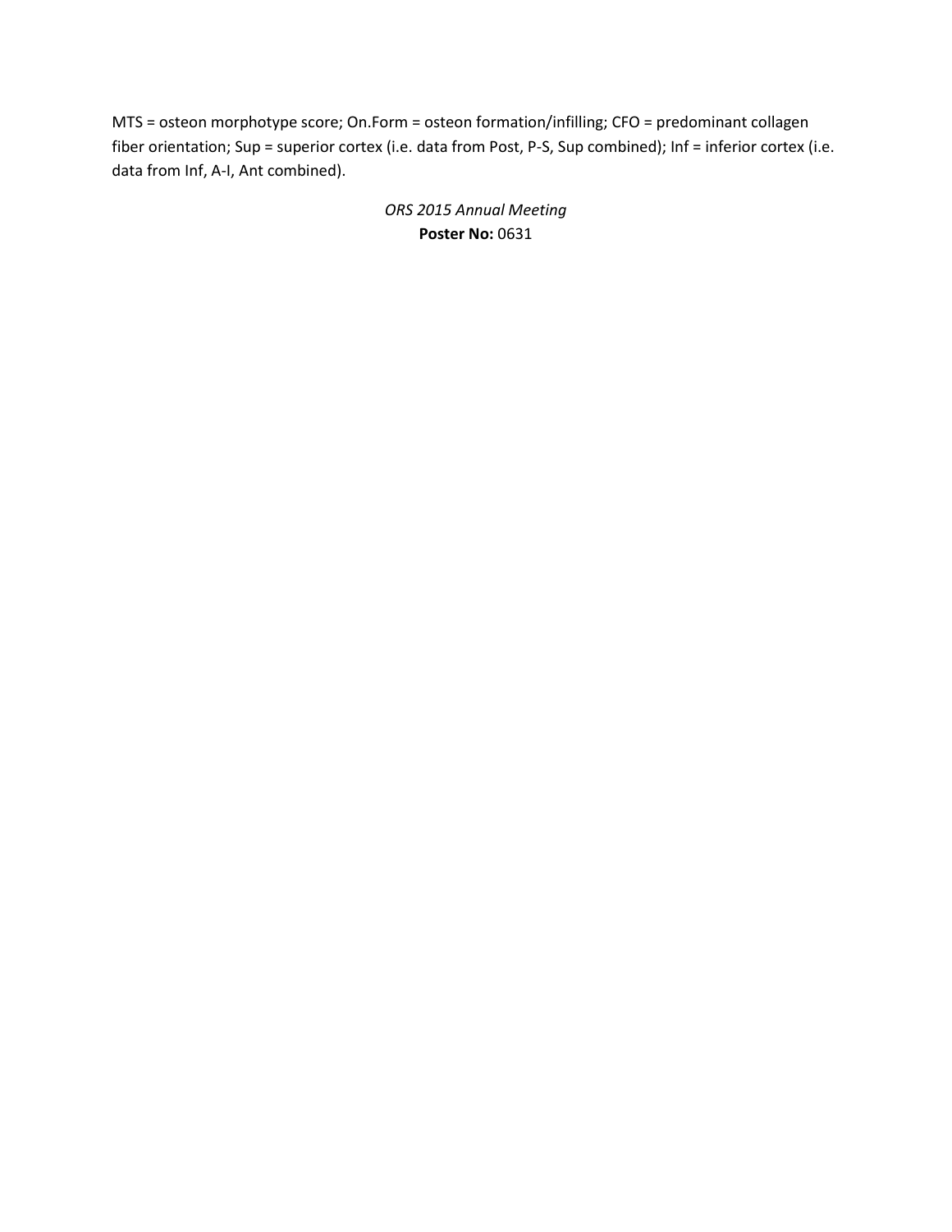MTS = osteon morphotype score; On.Form = osteon formation/infilling; CFO = predominant collagen fiber orientation; Sup = superior cortex (i.e. data from Post, P-S, Sup combined); Inf = inferior cortex (i.e. data from Inf, A-I, Ant combined).

*ORS 2015 Annual Meeting*

**Poster No:** 0631